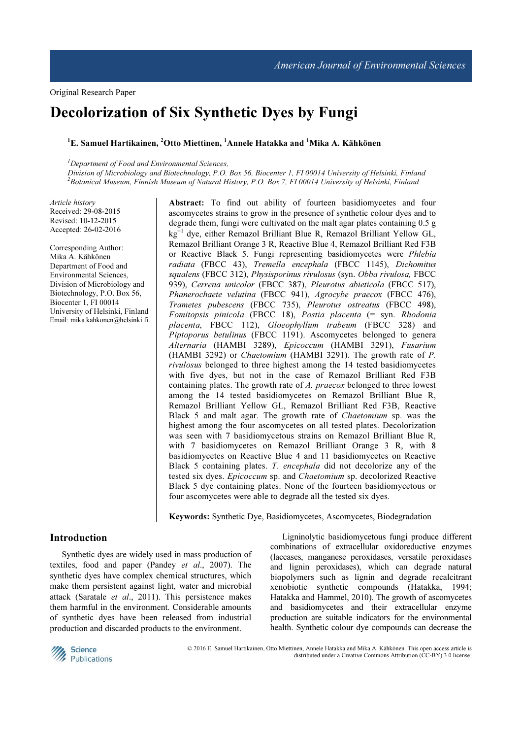Original Research Paper

# Decolorization of Six Synthetic Dyes by Fungi

[1]E. Samuel Hartikainen, [2]Otto Miettinen, [1]Annele Hatakka and [1]Mika A. Kähkönen

[1]*Department of Food and Environmental Sciences, Division of Microbiology and Biotechnology, P.O. Box 56, Biocenter 1, FI 00014 University of Helsinki, Finland*
[2]*Botanical Museum, Finnish Museum of Natural History, P.O. Box 7, FI 00014 University of Helsinki, Finland*

*Article history*
Received: 29-08-2015
Revised: 10-12-2015
Accepted: 26-02-2016

Corresponding Author:
Mika A. Kähkönen
Department of Food and Environmental Sciences, Division of Microbiology and Biotechnology, P.O. Box 56, Biocenter 1, FI 00014 University of Helsinki, Finland
Email: mika.kahkonen@helsinki.fi

**Abstract:** To find out ability of fourteen basidiomycetes and four ascomycetes strains to grow in the presence of synthetic colour dyes and to degrade them, fungi were cultivated on the malt agar plates containing 0.5 g $kg^{-1}$ dye, either Remazol Brilliant Blue R, Remazol Brilliant Yellow GL, Remazol Brilliant Orange 3 R, Reactive Blue 4, Remazol Brilliant Red F3B or Reactive Black 5. Fungi representing basidiomycetes were *Phlebia radiata* (FBCC 43), *Tremella encephala* (FBCC 1145), *Dichomitus squalens* (FBCC 312), *Physisporinus rivulosus* (syn. *Obba rivulosa,* FBCC 939), *Cerrena unicolor* (FBCC 387), *Pleurotus abieticola* (FBCC 517), *Phanerochaete velutina* (FBCC 941), *Agrocybe praecox* (FBCC 476), *Trametes pubescens* (FBCC 735), *Pleurotus ostreatus* (FBCC 498), *Fomitopsis pinicola* (FBCC 18), *Postia placenta* (= syn. *Rhodonia placenta*, FBCC 112), *Gloeophyllum trabeum* (FBCC 328) and *Piptoporus betulinus* (FBCC 1191). Ascomycetes belonged to genera *Alternaria* (HAMBI 3289), *Epicoccum* (HAMBI 3291), *Fusarium* (HAMBI 3292) or *Chaetomium* (HAMBI 3291). The growth rate of *P. rivulosus* belonged to three highest among the 14 tested basidiomycetes with five dyes, but not in the case of Remazol Brilliant Red F3B containing plates. The growth rate of *A. praecox* belonged to three lowest among the 14 tested basidiomycetes on Remazol Brilliant Blue R, Remazol Brilliant Yellow GL, Remazol Brilliant Red F3B, Reactive Black 5 and malt agar. The growth rate of *Chaetomium* sp. was the highest among the four ascomycetes on all tested plates. Decolorization was seen with 7 basidiomycetous strains on Remazol Brilliant Blue R, with 7 basidiomycetes on Remazol Brilliant Orange 3 R, with 8 basidiomycetes on Reactive Blue 4 and 11 basidiomycetes on Reactive Black 5 containing plates. *T. encephala* did not decolorize any of the tested six dyes. *Epicoccum* sp. and *Chaetomium* sp. decolorized Reactive Black 5 dye containing plates. None of the fourteen basidiomycetous or four ascomycetes were able to degrade all the tested six dyes.

**Keywords:** Synthetic Dye, Basidiomycetes, Ascomycetes, Biodegradation

## Introduction

Synthetic dyes are widely used in mass production of textiles, food and paper (Pandey *et al*., 2007). The synthetic dyes have complex chemical structures, which make them persistent against light, water and microbial attack (Saratale *et al*., 2011). This persistence makes them harmful in the environment. Considerable amounts of synthetic dyes have been released from industrial production and discarded products to the environment.

Ligninolytic basidiomycetous fungi produce different combinations of extracellular oxidoreductive enzymes (laccases, manganese peroxidases, versatile peroxidases and lignin peroxidases), which can degrade natural biopolymers such as lignin and degrade recalcitrant xenobiotic synthetic compounds (Hatakka, 1994; Hatakka and Hammel, 2010). The growth of ascomycetes and basidiomycetes and their extracellular enzyme production are suitable indicators for the environmental health. Synthetic colour dye compounds can decrease the

© 2016 E. Samuel Hartikainen, Otto Miettinen, Annele Hatakka and Mika A. Kähkönen. This open access article is distributed under a Creative Commons Attribution (CC-BY) 3.0 license.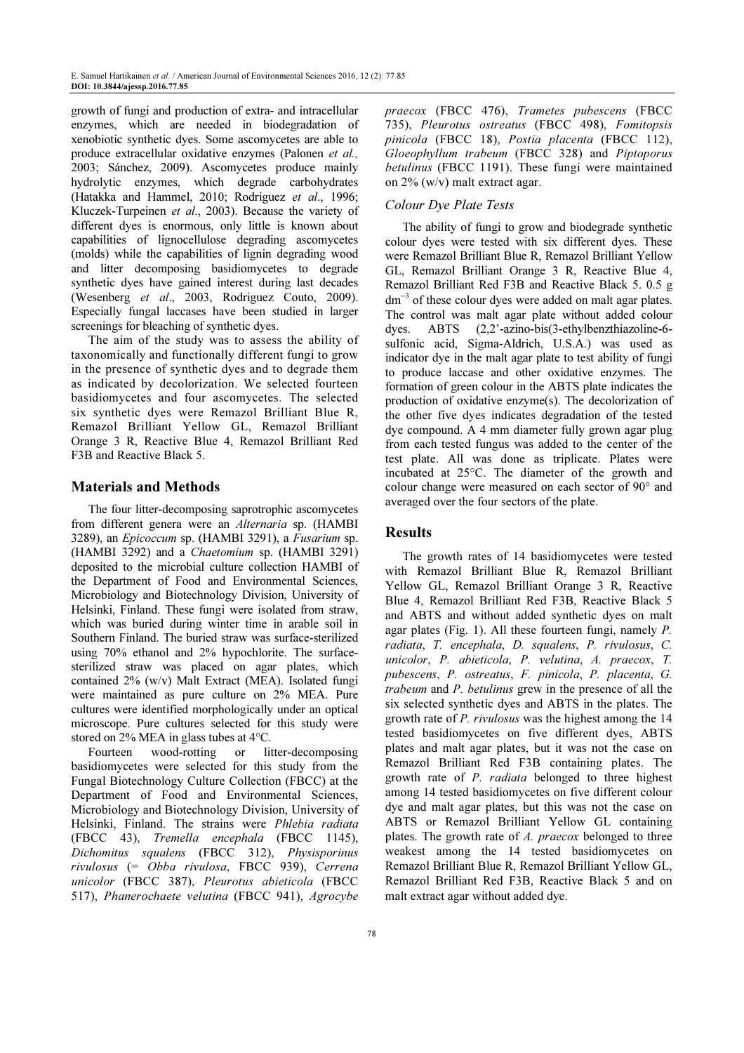growth of fungi and production of extra- and intracellular enzymes, which are needed in biodegradation of xenobiotic synthetic dyes. Some ascomycetes are able to produce extracellular oxidative enzymes (Palonen *et al.,* 2003; Sánchez, 2009). Ascomycetes produce mainly hydrolytic enzymes, which degrade carbohydrates (Hatakka and Hammel, 2010; Rodriguez *et al*., 1996; Kluczek-Turpeinen *et al*., 2003). Because the variety of different dyes is enormous, only little is known about capabilities of lignocellulose degrading ascomycetes (molds) while the capabilities of lignin degrading wood and litter decomposing basidiomycetes to degrade synthetic dyes have gained interest during last decades (Wesenberg *et al*., 2003, Rodriguez Couto, 2009). Especially fungal laccases have been studied in larger screenings for bleaching of synthetic dyes.

The aim of the study was to assess the ability of taxonomically and functionally different fungi to grow in the presence of synthetic dyes and to degrade them as indicated by decolorization. We selected fourteen basidiomycetes and four ascomycetes. The selected six synthetic dyes were Remazol Brilliant Blue R, Remazol Brilliant Yellow GL, Remazol Brilliant Orange 3 R, Reactive Blue 4, Remazol Brilliant Red F3B and Reactive Black 5.

## Materials and Methods

The four litter-decomposing saprotrophic ascomycetes from different genera were an *Alternaria* sp. (HAMBI 3289), an *Epicoccum* sp. (HAMBI 3291), a *Fusarium* sp. (HAMBI 3292) and a *Chaetomium* sp. (HAMBI 3291) deposited to the microbial culture collection HAMBI of the Department of Food and Environmental Sciences, Microbiology and Biotechnology Division, University of Helsinki, Finland. These fungi were isolated from straw, which was buried during winter time in arable soil in Southern Finland. The buried straw was surface-sterilized using 70% ethanol and 2% hypochlorite. The surface-sterilized straw was placed on agar plates, which contained 2% (w/v) Malt Extract (MEA). Isolated fungi were maintained as pure culture on 2% MEA. Pure cultures were identified morphologically under an optical microscope. Pure cultures selected for this study were stored on 2% MEA in glass tubes at 4°C.

Fourteen wood-rotting or litter-decomposing basidiomycetes were selected for this study from the Fungal Biotechnology Culture Collection (FBCC) at the Department of Food and Environmental Sciences, Microbiology and Biotechnology Division, University of Helsinki, Finland. The strains were *Phlebia radiata* (FBCC 43), *Tremella encephala* (FBCC 1145), *Dichomitus squalens* (FBCC 312), *Physisporinus rivulosus* (= *Obba rivulosa*, FBCC 939), *Cerrena unicolor* (FBCC 387), *Pleurotus abieticola* (FBCC 517), *Phanerochaete velutina* (FBCC 941), *Agrocybe praecox* (FBCC 476), *Trametes pubescens* (FBCC 735), *Pleurotus ostreatus* (FBCC 498), *Fomitopsis pinicola* (FBCC 18), *Postia placenta* (FBCC 112), *Gloeophyllum trabeum* (FBCC 328) and *Piptoporus betulinus* (FBCC 1191). These fungi were maintained on 2% (w/v) malt extract agar.

### Colour Dye Plate Tests

The ability of fungi to grow and biodegrade synthetic colour dyes were tested with six different dyes. These were Remazol Brilliant Blue R, Remazol Brilliant Yellow GL, Remazol Brilliant Orange 3 R, Reactive Blue 4, Remazol Brilliant Red F3B and Reactive Black 5. 0.5 g $dm^{-3}$ of these colour dyes were added on malt agar plates. The control was malt agar plate without added colour dyes. ABTS (2,2'-azino-bis(3-ethylbenzthiazoline-6-sulfonic acid, Sigma-Aldrich, U.S.A.) was used as indicator dye in the malt agar plate to test ability of fungi to produce laccase and other oxidative enzymes. The formation of green colour in the ABTS plate indicates the production of oxidative enzyme(s). The decolorization of the other five dyes indicates degradation of the tested dye compound. A 4 mm diameter fully grown agar plug from each tested fungus was added to the center of the test plate. All was done as triplicate. Plates were incubated at 25°C. The diameter of the growth and colour change were measured on each sector of 90° and averaged over the four sectors of the plate.

## Results

The growth rates of 14 basidiomycetes were tested with Remazol Brilliant Blue R, Remazol Brilliant Yellow GL, Remazol Brilliant Orange 3 R, Reactive Blue 4, Remazol Brilliant Red F3B, Reactive Black 5 and ABTS and without added synthetic dyes on malt agar plates (Fig. 1). All these fourteen fungi, namely *P. radiata*, *T. encephala*, *D. squalens*, *P. rivulosus*, *C. unicolor*, *P. abieticola*, *P. velutina*, *A. praecox*, *T. pubescens*, *P. ostreatus*, *F. pinicola*, *P. placenta*, *G. trabeum* and *P. betulinus* grew in the presence of all the six selected synthetic dyes and ABTS in the plates. The growth rate of *P. rivulosus* was the highest among the 14 tested basidiomycetes on five different dyes, ABTS plates and malt agar plates, but it was not the case on Remazol Brilliant Red F3B containing plates. The growth rate of *P. radiata* belonged to three highest among 14 tested basidiomycetes on five different colour dye and malt agar plates, but this was not the case on ABTS or Remazol Brilliant Yellow GL containing plates. The growth rate of *A. praecox* belonged to three weakest among the 14 tested basidiomycetes on Remazol Brilliant Blue R, Remazol Brilliant Yellow GL, Remazol Brilliant Red F3B, Reactive Black 5 and on malt extract agar without added dye.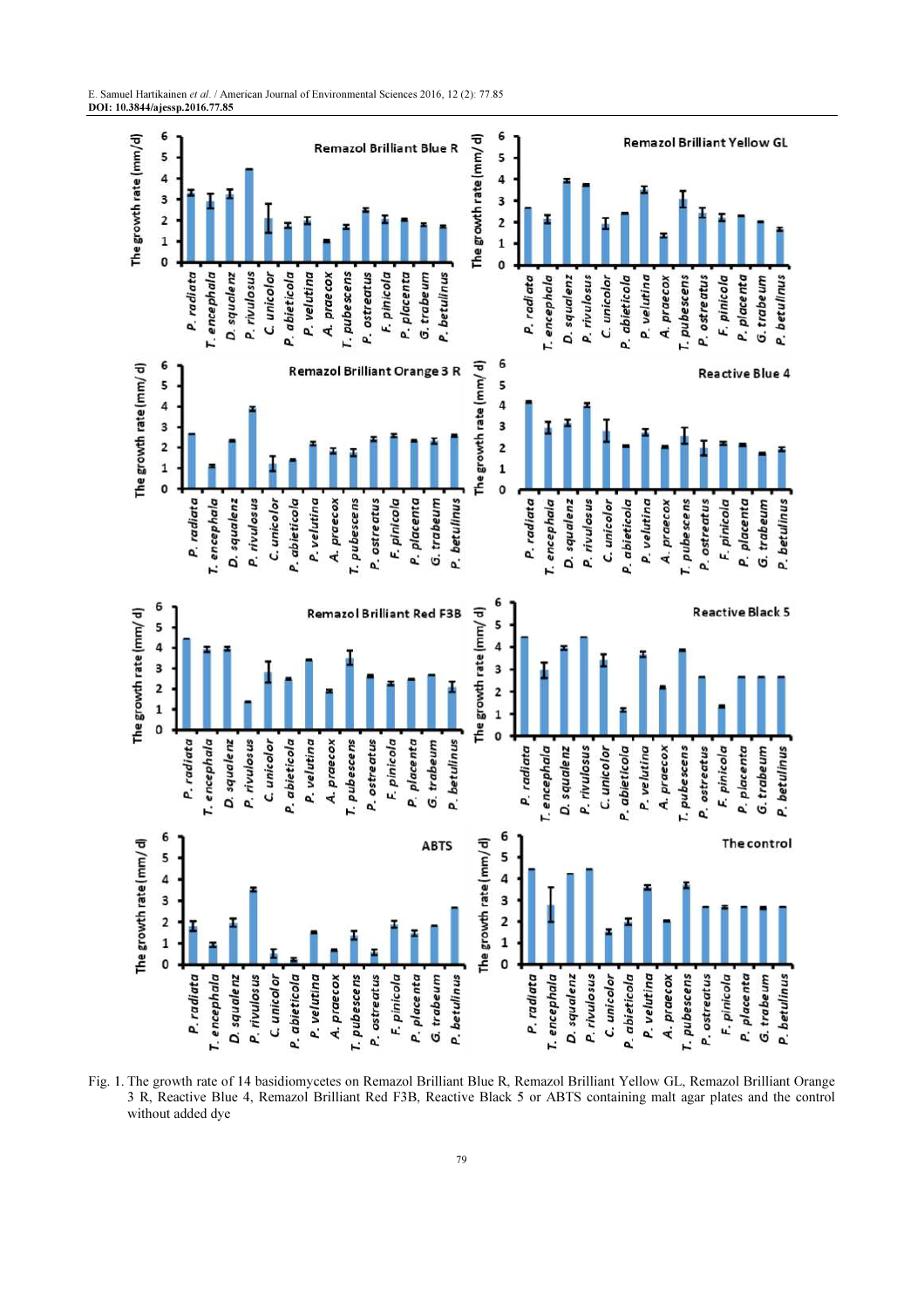Fig. 1. The growth rate of 14 basidiomycetes on Remazol Brilliant Blue R, Remazol Brilliant Yellow GL, Remazol Brilliant Orange 3 R, Reactive Blue 4, Remazol Brilliant Red F3B, Reactive Black 5 or ABTS containing malt agar plates and the control without added dye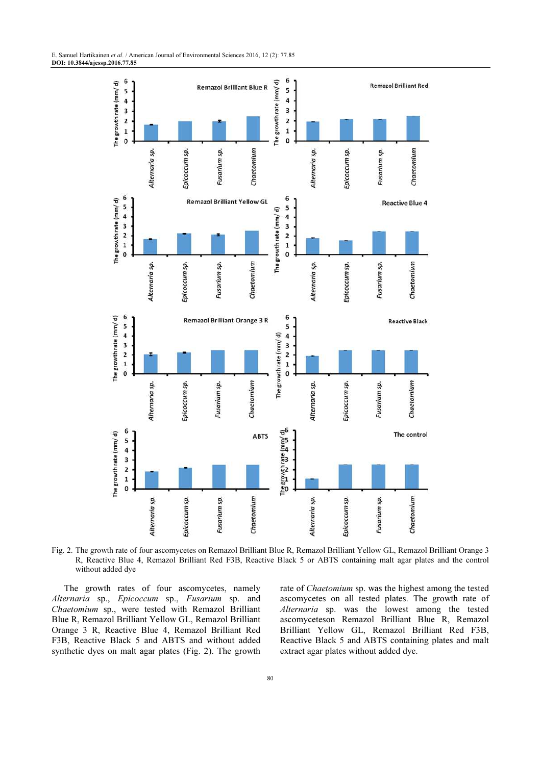Fig. 2. The growth rate of four ascomycetes on Remazol Brilliant Blue R, Remazol Brilliant Yellow GL, Remazol Brilliant Orange 3 R, Reactive Blue 4, Remazol Brilliant Red F3B, Reactive Black 5 or ABTS containing malt agar plates and the control without added dye

The growth rates of four ascomycetes, namely *Alternaria* sp., *Epicoccum* sp., *Fusarium* sp. and *Chaetomium* sp., were tested with Remazol Brilliant Blue R, Remazol Brilliant Yellow GL, Remazol Brilliant Orange 3 R, Reactive Blue 4, Remazol Brilliant Red F3B, Reactive Black 5 and ABTS and without added synthetic dyes on malt agar plates (Fig. 2). The growth rate of *Chaetomium* sp. was the highest among the tested ascomycetes on all tested plates. The growth rate of *Alternaria* sp. was the lowest among the tested ascomyceteson Remazol Brilliant Blue R, Remazol Brilliant Yellow GL, Remazol Brilliant Red F3B, Reactive Black 5 and ABTS containing plates and malt extract agar plates without added dye.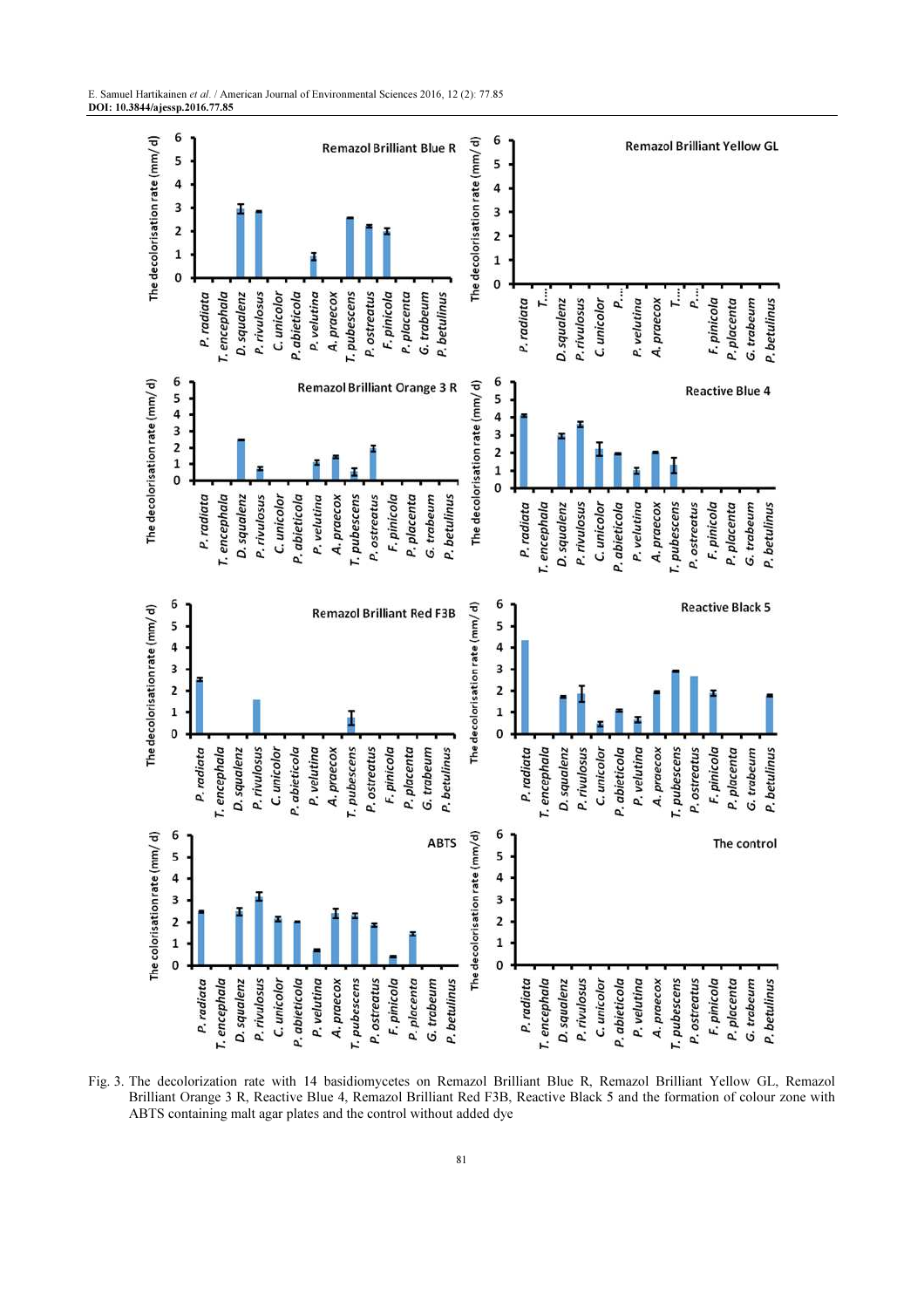Fig. 3. The decolorization rate with 14 basidiomycetes on Remazol Brilliant Blue R, Remazol Brilliant Yellow GL, Remazol Brilliant Orange 3 R, Reactive Blue 4, Remazol Brilliant Red F3B, Reactive Black 5 and the formation of colour zone with ABTS containing malt agar plates and the control without added dye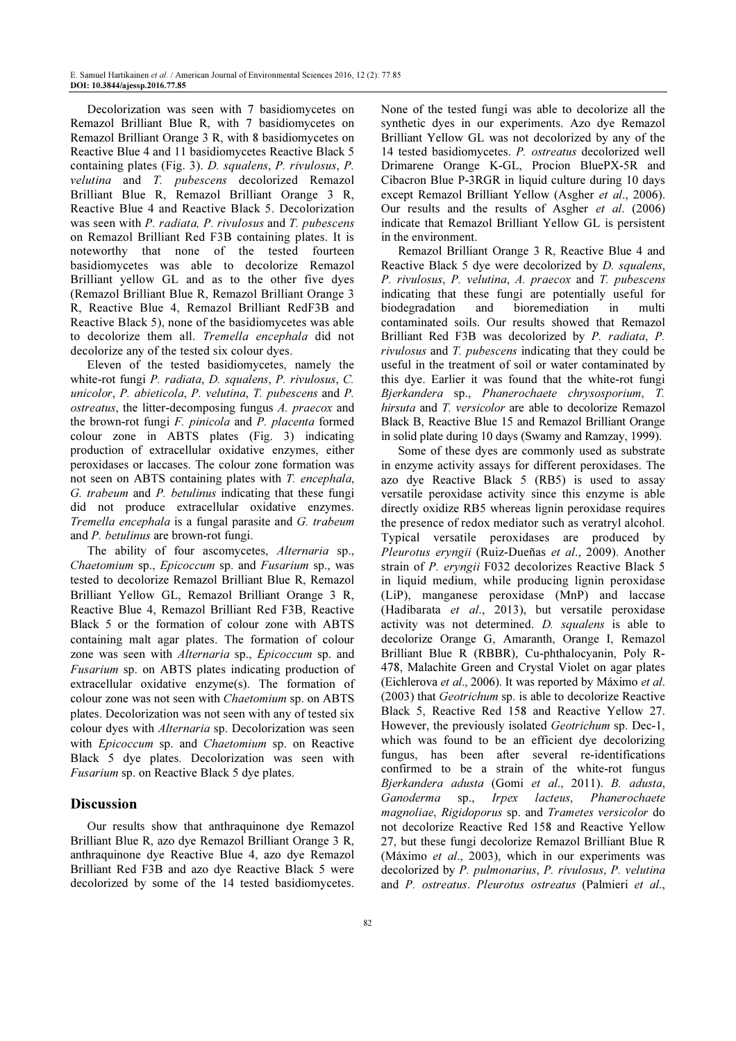Decolorization was seen with 7 basidiomycetes on Remazol Brilliant Blue R, with 7 basidiomycetes on Remazol Brilliant Orange 3 R, with 8 basidiomycetes on Reactive Blue 4 and 11 basidiomycetes Reactive Black 5 containing plates (Fig. 3). *D. squalens*, *P. rivulosus*, *P. velutina* and *T. pubescens* decolorized Remazol Brilliant Blue R, Remazol Brilliant Orange 3 R, Reactive Blue 4 and Reactive Black 5. Decolorization was seen with *P. radiata, P. rivulosus* and *T. pubescens* on Remazol Brilliant Red F3B containing plates. It is noteworthy that none of the tested fourteen basidiomycetes was able to decolorize Remazol Brilliant yellow GL and as to the other five dyes (Remazol Brilliant Blue R, Remazol Brilliant Orange 3 R, Reactive Blue 4, Remazol Brilliant RedF3B and Reactive Black 5), none of the basidiomycetes was able to decolorize them all. *Tremella encephala* did not decolorize any of the tested six colour dyes.

Eleven of the tested basidiomycetes, namely the white-rot fungi *P. radiata*, *D. squalens*, *P. rivulosus*, *C. unicolor*, *P. abieticola*, *P. velutina*, *T. pubescens* and *P. ostreatus*, the litter-decomposing fungus *A. praecox* and the brown-rot fungi *F. pinicola* and *P. placenta* formed colour zone in ABTS plates (Fig. 3) indicating production of extracellular oxidative enzymes, either peroxidases or laccases. The colour zone formation was not seen on ABTS containing plates with *T. encephala*, *G. trabeum* and *P. betulinus* indicating that these fungi did not produce extracellular oxidative enzymes. *Tremella encephala* is a fungal parasite and *G. trabeum* and *P. betulinus* are brown-rot fungi.

The ability of four ascomycetes, *Alternaria* sp., *Chaetomium* sp., *Epicoccum* sp. and *Fusarium* sp., was tested to decolorize Remazol Brilliant Blue R, Remazol Brilliant Yellow GL, Remazol Brilliant Orange 3 R, Reactive Blue 4, Remazol Brilliant Red F3B, Reactive Black 5 or the formation of colour zone with ABTS containing malt agar plates. The formation of colour zone was seen with *Alternaria* sp., *Epicoccum* sp. and *Fusarium* sp. on ABTS plates indicating production of extracellular oxidative enzyme(s). The formation of colour zone was not seen with *Chaetomium* sp. on ABTS plates. Decolorization was not seen with any of tested six colour dyes with *Alternaria* sp. Decolorization was seen with *Epicoccum* sp. and *Chaetomium* sp. on Reactive Black 5 dye plates. Decolorization was seen with *Fusarium* sp. on Reactive Black 5 dye plates.

## Discussion

Our results show that anthraquinone dye Remazol Brilliant Blue R, azo dye Remazol Brilliant Orange 3 R, anthraquinone dye Reactive Blue 4, azo dye Remazol Brilliant Red F3B and azo dye Reactive Black 5 were decolorized by some of the 14 tested basidiomycetes. None of the tested fungi was able to decolorize all the synthetic dyes in our experiments. Azo dye Remazol Brilliant Yellow GL was not decolorized by any of the 14 tested basidiomycetes. *P. ostreatus* decolorized well Drimarene Orange K-GL, Procion BluePX-5R and Cibacron Blue P-3RGR in liquid culture during 10 days except Remazol Brilliant Yellow (Asgher *et al*., 2006). Our results and the results of Asgher *et al*. (2006) indicate that Remazol Brilliant Yellow GL is persistent in the environment.

Remazol Brilliant Orange 3 R, Reactive Blue 4 and Reactive Black 5 dye were decolorized by *D. squalens*, *P. rivulosus*, *P. velutina*, *A. praecox* and *T. pubescens* indicating that these fungi are potentially useful for biodegradation and bioremediation in multi contaminated soils. Our results showed that Remazol Brilliant Red F3B was decolorized by *P. radiata*, *P. rivulosus* and *T. pubescens* indicating that they could be useful in the treatment of soil or water contaminated by this dye. Earlier it was found that the white-rot fungi *Bjerkandera* sp., *Phanerochaete chrysosporium*, *T. hirsuta* and *T. versicolor* are able to decolorize Remazol Black B, Reactive Blue 15 and Remazol Brilliant Orange in solid plate during 10 days (Swamy and Ramzay, 1999).

Some of these dyes are commonly used as substrate in enzyme activity assays for different peroxidases. The azo dye Reactive Black 5 (RB5) is used to assay versatile peroxidase activity since this enzyme is able directly oxidize RB5 whereas lignin peroxidase requires the presence of redox mediator such as veratryl alcohol. Typical versatile peroxidases are produced by *Pleurotus eryngii* (Ruiz-Dueñas *et al*., 2009). Another strain of *P. eryngii* F032 decolorizes Reactive Black 5 in liquid medium, while producing lignin peroxidase (LiP), manganese peroxidase (MnP) and laccase (Hadibarata *et al*., 2013), but versatile peroxidase activity was not determined. *D. squalens* is able to decolorize Orange G, Amaranth, Orange I, Remazol Brilliant Blue R (RBBR), Cu-phthalocyanin, Poly R-478, Malachite Green and Crystal Violet on agar plates (Eichlerova *et al*., 2006). It was reported by Máximo *et al*. (2003) that *Geotrichum* sp. is able to decolorize Reactive Black 5, Reactive Red 158 and Reactive Yellow 27. However, the previously isolated *Geotrichum* sp. Dec-1, which was found to be an efficient dye decolorizing fungus, has been after several re-identifications confirmed to be a strain of the white-rot fungus *Bjerkandera adusta* (Gomi *et al*., 2011). *B. adusta*, *Ganoderma* sp., *Irpex lacteus*, *Phanerochaete magnoliae*, *Rigidoporus* sp. and *Trametes versicolor* do not decolorize Reactive Red 158 and Reactive Yellow 27, but these fungi decolorize Remazol Brilliant Blue R (Máximo *et al*., 2003), which in our experiments was decolorized by *P. pulmonarius*, *P. rivulosus*, *P. velutina* and *P. ostreatus*. *Pleurotus ostreatus* (Palmieri *et al*.,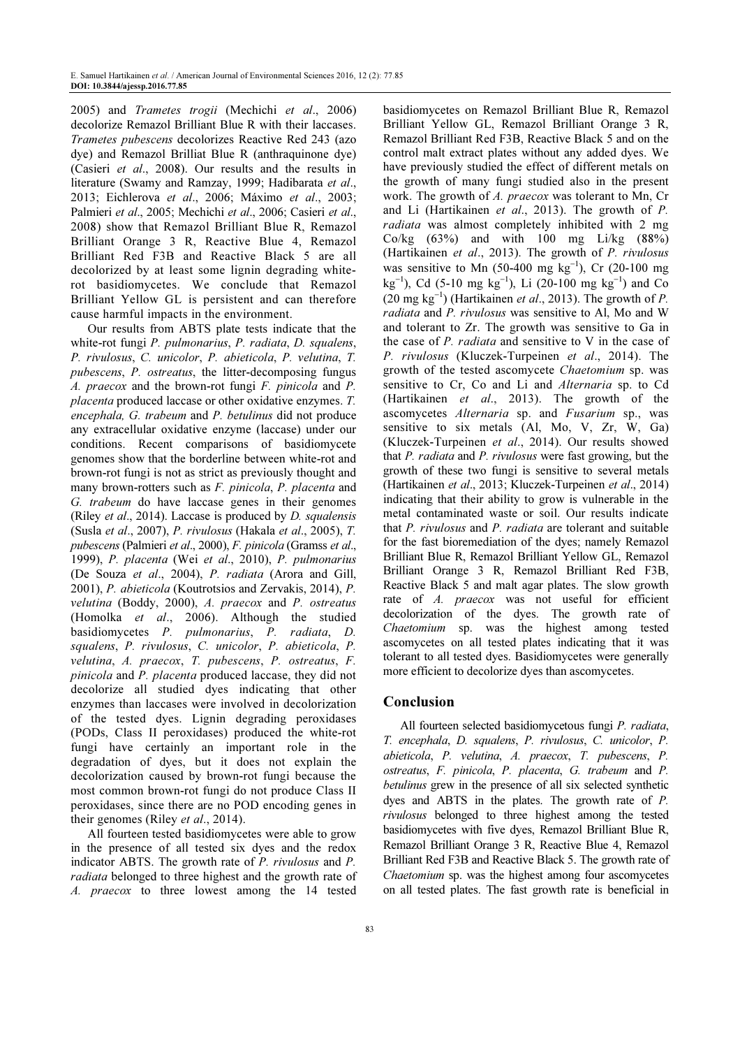2005) and *Trametes trogii* (Mechichi *et al*., 2006) decolorize Remazol Brilliant Blue R with their laccases. *Trametes pubescens* decolorizes Reactive Red 243 (azo dye) and Remazol Brilliat Blue R (anthraquinone dye) (Casieri *et al*., 2008). Our results and the results in literature (Swamy and Ramzay, 1999; Hadibarata *et al*., 2013; Eichlerova *et al*., 2006; Máximo *et al*., 2003; Palmieri *et al*., 2005; Mechichi *et al*., 2006; Casieri *et al*., 2008) show that Remazol Brilliant Blue R, Remazol Brilliant Orange 3 R, Reactive Blue 4, Remazol Brilliant Red F3B and Reactive Black 5 are all decolorized by at least some lignin degrading white-rot basidiomycetes. We conclude that Remazol Brilliant Yellow GL is persistent and can therefore cause harmful impacts in the environment.

Our results from ABTS plate tests indicate that the white-rot fungi *P. pulmonarius*, *P. radiata*, *D. squalens*, *P. rivulosus*, *C. unicolor*, *P. abieticola*, *P. velutina*, *T. pubescens*, *P. ostreatus*, the litter-decomposing fungus *A. praecox* and the brown-rot fungi *F. pinicola* and *P. placenta* produced laccase or other oxidative enzymes. *T. encephala, G. trabeum* and *P. betulinus* did not produce any extracellular oxidative enzyme (laccase) under our conditions. Recent comparisons of basidiomycete genomes show that the borderline between white-rot and brown-rot fungi is not as strict as previously thought and many brown-rotters such as *F. pinicola*, *P. placenta* and *G. trabeum* do have laccase genes in their genomes (Riley *et al*., 2014). Laccase is produced by *D. squalensis* (Susla *et al*., 2007), *P. rivulosus* (Hakala *et al*., 2005), *T. pubescens* (Palmieri *et al*., 2000), *F. pinicola* (Gramss *et al*., 1999), *P. placenta* (Wei *et al*., 2010), *P. pulmonarius* (De Souza *et al*., 2004), *P. radiata* (Arora and Gill, 2001), *P. abieticola* (Koutrotsios and Zervakis, 2014), *P. velutina* (Boddy, 2000), *A. praecox* and *P. ostreatus* (Homolka *et al*., 2006). Although the studied basidiomycetes *P. pulmonarius*, *P. radiata*, *D. squalens*, *P. rivulosus*, *C. unicolor*, *P. abieticola*, *P. velutina*, *A. praecox*, *T. pubescens*, *P. ostreatus*, *F. pinicola* and *P. placenta* produced laccase, they did not decolorize all studied dyes indicating that other enzymes than laccases were involved in decolorization of the tested dyes. Lignin degrading peroxidases (PODs, Class II peroxidases) produced the white-rot fungi have certainly an important role in the degradation of dyes, but it does not explain the decolorization caused by brown-rot fungi because the most common brown-rot fungi do not produce Class II peroxidases, since there are no POD encoding genes in their genomes (Riley *et al*., 2014).

All fourteen tested basidiomycetes were able to grow in the presence of all tested six dyes and the redox indicator ABTS. The growth rate of *P. rivulosus* and *P. radiata* belonged to three highest and the growth rate of *A. praecox* to three lowest among the 14 tested basidiomycetes on Remazol Brilliant Blue R, Remazol Brilliant Yellow GL, Remazol Brilliant Orange 3 R, Remazol Brilliant Red F3B, Reactive Black 5 and on the control malt extract plates without any added dyes. We have previously studied the effect of different metals on the growth of many fungi studied also in the present work. The growth of *A. praecox* was tolerant to Mn, Cr and Li (Hartikainen *et al*., 2013). The growth of *P. radiata* was almost completely inhibited with 2 mg Co/kg (63%) and with 100 mg Li/kg (88%) (Hartikainen *et al*., 2013). The growth of *P. rivulosus* was sensitive to Mn (50-400 mg $kg^{-1}$), Cr (20-100 mg $kg^{-1}$), Cd (5-10 mg $kg^{-1}$), Li (20-100 mg $kg^{-1}$) and Co (20 mg $kg^{-1}$) (Hartikainen *et al*., 2013). The growth of *P. radiata* and *P. rivulosus* was sensitive to Al, Mo and W and tolerant to Zr. The growth was sensitive to Ga in the case of *P. radiata* and sensitive to V in the case of *P. rivulosus* (Kluczek-Turpeinen *et al*., 2014). The growth of the tested ascomycete *Chaetomium* sp. was sensitive to Cr, Co and Li and *Alternaria* sp. to Cd (Hartikainen *et al*., 2013). The growth of the ascomycetes *Alternaria* sp. and *Fusarium* sp., was sensitive to six metals (Al, Mo, V, Zr, W, Ga) (Kluczek-Turpeinen *et al*., 2014). Our results showed that *P. radiata* and *P. rivulosus* were fast growing, but the growth of these two fungi is sensitive to several metals (Hartikainen *et al*., 2013; Kluczek-Turpeinen *et al*., 2014) indicating that their ability to grow is vulnerable in the metal contaminated waste or soil. Our results indicate that *P. rivulosus* and *P. radiata* are tolerant and suitable for the fast bioremediation of the dyes; namely Remazol Brilliant Blue R, Remazol Brilliant Yellow GL, Remazol Brilliant Orange 3 R, Remazol Brilliant Red F3B, Reactive Black 5 and malt agar plates. The slow growth rate of *A. praecox* was not useful for efficient decolorization of the dyes. The growth rate of *Chaetomium* sp. was the highest among tested ascomycetes on all tested plates indicating that it was tolerant to all tested dyes. Basidiomycetes were generally more efficient to decolorize dyes than ascomycetes.

## Conclusion

All fourteen selected basidiomycetous fungi *P. radiata*, *T. encephala*, *D. squalens*, *P. rivulosus*, *C. unicolor*, *P. abieticola*, *P. velutina*, *A. praecox*, *T. pubescens*, *P. ostreatus*, *F. pinicola*, *P. placenta*, *G. trabeum* and *P. betulinus* grew in the presence of all six selected synthetic dyes and ABTS in the plates. The growth rate of *P. rivulosus* belonged to three highest among the tested basidiomycetes with five dyes, Remazol Brilliant Blue R, Remazol Brilliant Orange 3 R, Reactive Blue 4, Remazol Brilliant Red F3B and Reactive Black 5. The growth rate of *Chaetomium* sp. was the highest among four ascomycetes on all tested plates. The fast growth rate is beneficial in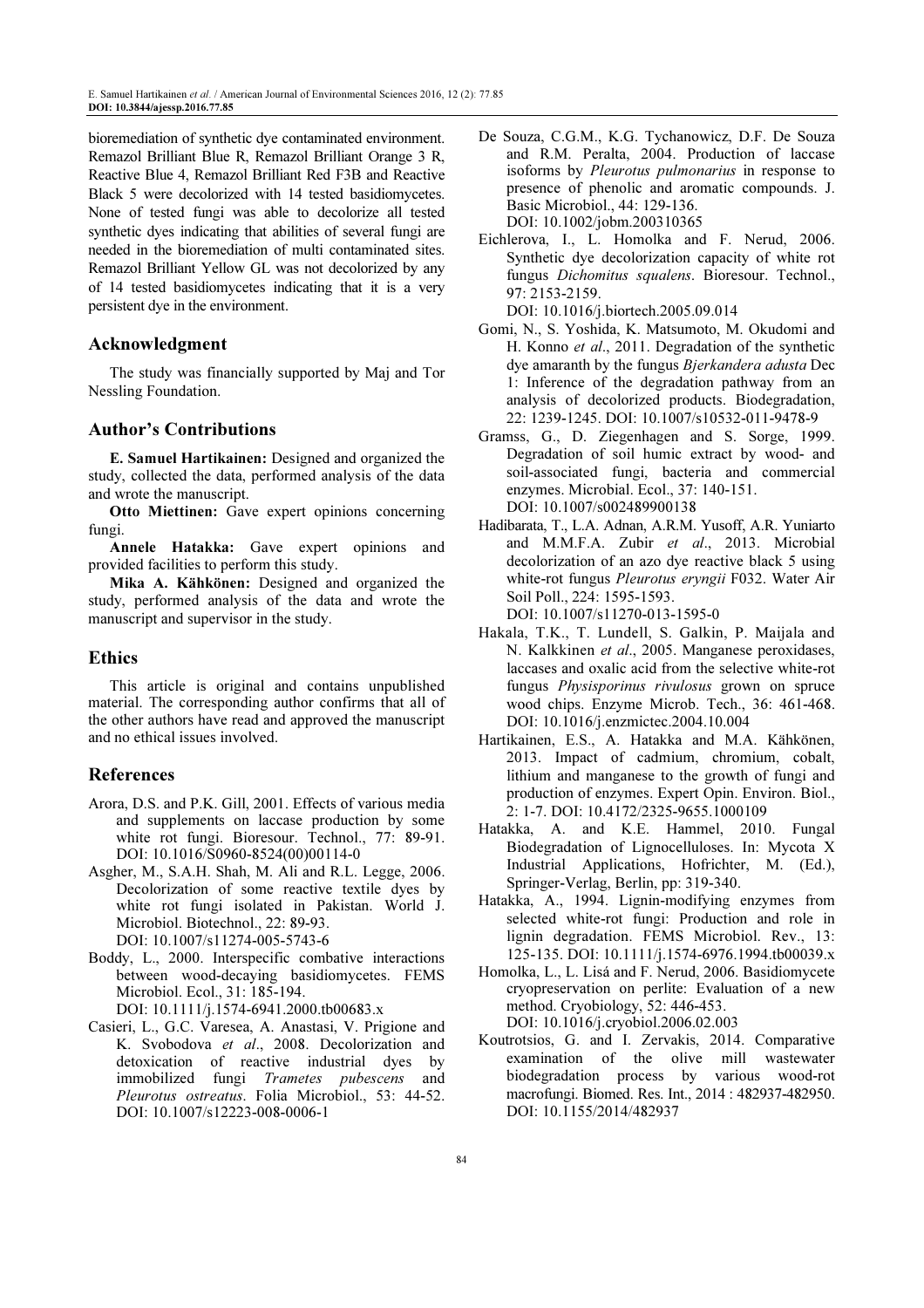bioremediation of synthetic dye contaminated environment. Remazol Brilliant Blue R, Remazol Brilliant Orange 3 R, Reactive Blue 4, Remazol Brilliant Red F3B and Reactive Black 5 were decolorized with 14 tested basidiomycetes. None of tested fungi was able to decolorize all tested synthetic dyes indicating that abilities of several fungi are needed in the bioremediation of multi contaminated sites. Remazol Brilliant Yellow GL was not decolorized by any of 14 tested basidiomycetes indicating that it is a very persistent dye in the environment.

## Acknowledgment

The study was financially supported by Maj and Tor Nessling Foundation.

## Author's Contributions

**E. Samuel Hartikainen:** Designed and organized the study, collected the data, performed analysis of the data and wrote the manuscript.

**Otto Miettinen:** Gave expert opinions concerning fungi.

**Annele Hatakka:** Gave expert opinions and provided facilities to perform this study.

**Mika A. Kähkönen:** Designed and organized the study, performed analysis of the data and wrote the manuscript and supervisor in the study.

## Ethics

This article is original and contains unpublished material. The corresponding author confirms that all of the other authors have read and approved the manuscript and no ethical issues involved.

## References

Arora, D.S. and P.K. Gill, 2001. Effects of various media and supplements on laccase production by some white rot fungi. Bioresour. Technol., 77: 89-91. DOI: 10.1016/S0960-8524(00)00114-0

Asgher, M., S.A.H. Shah, M. Ali and R.L. Legge, 2006. Decolorization of some reactive textile dyes by white rot fungi isolated in Pakistan. World J. Microbiol. Biotechnol., 22: 89-93. DOI: 10.1007/s11274-005-5743-6

Boddy, L., 2000. Interspecific combative interactions between wood-decaying basidiomycetes. FEMS Microbiol. Ecol., 31: 185-194. DOI: 10.1111/j.1574-6941.2000.tb00683.x

Casieri, L., G.C. Varesea, A. Anastasi, V. Prigione and K. Svobodova *et al*., 2008. Decolorization and detoxication of reactive industrial dyes by immobilized fungi *Trametes pubescens* and *Pleurotus ostreatus*. Folia Microbiol., 53: 44-52. DOI: 10.1007/s12223-008-0006-1

De Souza, C.G.M., K.G. Tychanowicz, D.F. De Souza and R.M. Peralta, 2004. Production of laccase isoforms by *Pleurotus pulmonarius* in response to presence of phenolic and aromatic compounds. J. Basic Microbiol., 44: 129-136. DOI: 10.1002/jobm.200310365

Eichlerova, I., L. Homolka and F. Nerud, 2006. Synthetic dye decolorization capacity of white rot fungus *Dichomitus squalens*. Bioresour. Technol., 97: 2153-2159. DOI: 10.1016/j.biortech.2005.09.014

Gomi, N., S. Yoshida, K. Matsumoto, M. Okudomi and H. Konno *et al*., 2011. Degradation of the synthetic dye amaranth by the fungus *Bjerkandera adusta* Dec 1: Inference of the degradation pathway from an analysis of decolorized products. Biodegradation, 22: 1239-1245. DOI: 10.1007/s10532-011-9478-9

Gramss, G., D. Ziegenhagen and S. Sorge, 1999. Degradation of soil humic extract by wood- and soil-associated fungi, bacteria and commercial enzymes. Microbial. Ecol., 37: 140-151. DOI: 10.1007/s002489900138

Hadibarata, T., L.A. Adnan, A.R.M. Yusoff, A.R. Yuniarto and M.M.F.A. Zubir *et al*., 2013. Microbial decolorization of an azo dye reactive black 5 using white-rot fungus *Pleurotus eryngii* F032. Water Air Soil Poll., 224: 1595-1593. DOI: 10.1007/s11270-013-1595-0

Hakala, T.K., T. Lundell, S. Galkin, P. Maijala and N. Kalkkinen *et al*., 2005. Manganese peroxidases, laccases and oxalic acid from the selective white-rot fungus *Physisporinus rivulosus* grown on spruce wood chips. Enzyme Microb. Tech., 36: 461-468. DOI: 10.1016/j.enzmictec.2004.10.004

Hartikainen, E.S., A. Hatakka and M.A. Kähkönen, 2013. Impact of cadmium, chromium, cobalt, lithium and manganese to the growth of fungi and production of enzymes. Expert Opin. Environ. Biol., 2: 1-7. DOI: 10.4172/2325-9655.1000109

Hatakka, A. and K.E. Hammel, 2010. Fungal Biodegradation of Lignocelluloses. In: Mycota X Industrial Applications, Hofrichter, M. (Ed.), Springer-Verlag, Berlin, pp: 319-340.

Hatakka, A., 1994. Lignin-modifying enzymes from selected white-rot fungi: Production and role in lignin degradation. FEMS Microbiol. Rev., 13: 125-135. DOI: 10.1111/j.1574-6976.1994.tb00039.x

Homolka, L., L. Lisá and F. Nerud, 2006. Basidiomycete cryopreservation on perlite: Evaluation of a new method. Cryobiology, 52: 446-453. DOI: 10.1016/j.cryobiol.2006.02.003

Koutrotsios, G. and I. Zervakis, 2014. Comparative examination of the olive mill wastewater biodegradation process by various wood-rot macrofungi. Biomed. Res. Int., 2014 : 482937-482950. DOI: 10.1155/2014/482937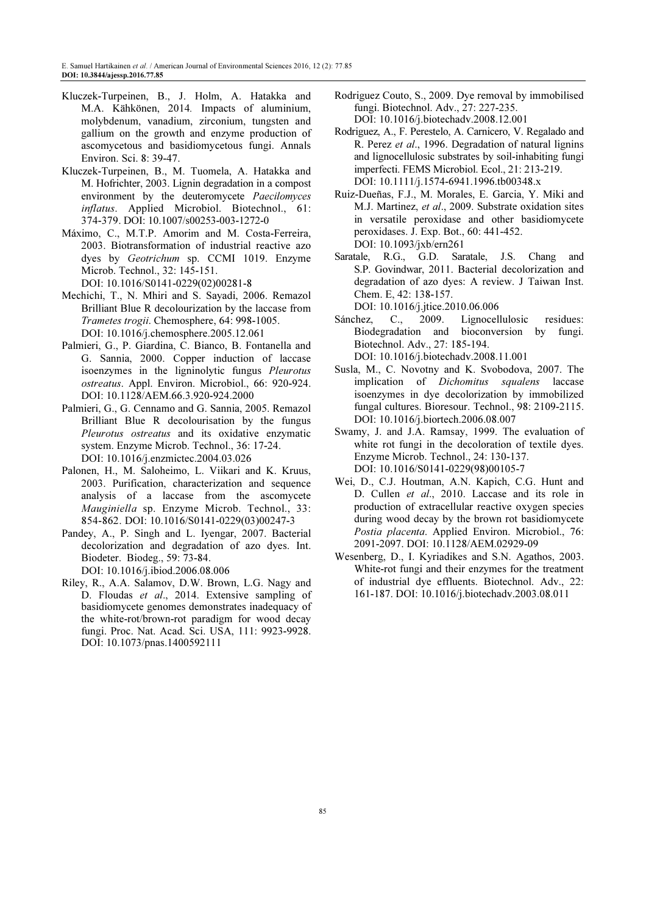Kluczek-Turpeinen, B., J. Holm, A. Hatakka and M.A. Kähkönen, 2014. Impacts of aluminium, molybdenum, vanadium, zirconium, tungsten and gallium on the growth and enzyme production of ascomycetous and basidiomycetous fungi. Annals Environ. Sci. 8: 39-47.

Kluczek-Turpeinen, B., M. Tuomela, A. Hatakka and M. Hofrichter, 2003. Lignin degradation in a compost environment by the deuteromycete *Paecilomyces inflatus*. Applied Microbiol. Biotechnol., 61: 374-379. DOI: 10.1007/s00253-003-1272-0

Máximo, C., M.T.P. Amorim and M. Costa-Ferreira, 2003. Biotransformation of industrial reactive azo dyes by *Geotrichum* sp. CCMI 1019. Enzyme Microb. Technol., 32: 145-151. DOI: 10.1016/S0141-0229(02)00281-8

Mechichi, T., N. Mhiri and S. Sayadi, 2006. Remazol Brilliant Blue R decolourization by the laccase from *Trametes trogii*. Chemosphere, 64: 998-1005. DOI: 10.1016/j.chemosphere.2005.12.061

Palmieri, G., P. Giardina, C. Bianco, B. Fontanella and G. Sannia, 2000. Copper induction of laccase isoenzymes in the ligninolytic fungus *Pleurotus ostreatus*. Appl. Environ. Microbiol., 66: 920-924. DOI: 10.1128/AEM.66.3.920-924.2000

Palmieri, G., G. Cennamo and G. Sannia, 2005. Remazol Brilliant Blue R decolourisation by the fungus *Pleurotus ostreatus* and its oxidative enzymatic system. Enzyme Microb. Technol., 36: 17-24. DOI: 10.1016/j.enzmictec.2004.03.026

Palonen, H., M. Saloheimo, L. Viikari and K. Kruus, 2003. Purification, characterization and sequence analysis of a laccase from the ascomycete *Mauginiella* sp. Enzyme Microb. Technol., 33: 854-862. DOI: 10.1016/S0141-0229(03)00247-3

Pandey, A., P. Singh and L. Iyengar, 2007. Bacterial decolorization and degradation of azo dyes. Int. Biodeter. Biodeg., 59: 73-84. DOI: 10.1016/j.ibiod.2006.08.006

Riley, R., A.A. Salamov, D.W. Brown, L.G. Nagy and D. Floudas *et al*., 2014. Extensive sampling of basidiomycete genomes demonstrates inadequacy of the white-rot/brown-rot paradigm for wood decay fungi. Proc. Nat. Acad. Sci. USA, 111: 9923-9928. DOI: 10.1073/pnas.1400592111

Rodriguez Couto, S., 2009. Dye removal by immobilised fungi. Biotechnol. Adv., 27: 227-235. DOI: 10.1016/j.biotechadv.2008.12.001

Rodriguez, A., F. Perestelo, A. Carnicero, V. Regalado and R. Perez *et al*., 1996. Degradation of natural lignins and lignocellulosic substrates by soil-inhabiting fungi imperfecti. FEMS Microbiol. Ecol., 21: 213-219. DOI: 10.1111/j.1574-6941.1996.tb00348.x

Ruiz-Dueñas, F.J., M. Morales, E. Garcia, Y. Miki and M.J. Martinez, *et al*., 2009. Substrate oxidation sites in versatile peroxidase and other basidiomycete peroxidases. J. Exp. Bot., 60: 441-452. DOI: 10.1093/jxb/ern261

Saratale, R.G., G.D. Saratale, J.S. Chang and S.P. Govindwar, 2011. Bacterial decolorization and degradation of azo dyes: A review. J Taiwan Inst. Chem. E, 42: 138-157. DOI: 10.1016/j.jtice.2010.06.006

Sánchez, C., 2009. Lignocellulosic residues: Biodegradation and bioconversion by fungi. Biotechnol. Adv., 27: 185-194. DOI: 10.1016/j.biotechadv.2008.11.001

Susla, M., C. Novotny and K. Svobodova, 2007. The implication of *Dichomitus squalens* laccase isoenzymes in dye decolorization by immobilized fungal cultures. Bioresour. Technol., 98: 2109-2115. DOI: 10.1016/j.biortech.2006.08.007

Swamy, J. and J.A. Ramsay, 1999. The evaluation of white rot fungi in the decoloration of textile dyes. Enzyme Microb. Technol., 24: 130-137. DOI: 10.1016/S0141-0229(98)00105-7

Wei, D., C.J. Houtman, A.N. Kapich, C.G. Hunt and D. Cullen *et al*., 2010. Laccase and its role in production of extracellular reactive oxygen species during wood decay by the brown rot basidiomycete *Postia placenta*. Applied Environ. Microbiol., 76: 2091-2097. DOI: 10.1128/AEM.02929-09

Wesenberg, D., I. Kyriadikes and S.N. Agathos, 2003. White-rot fungi and their enzymes for the treatment of industrial dye effluents. Biotechnol. Adv., 22: 161-187. DOI: 10.1016/j.biotechadv.2003.08.011